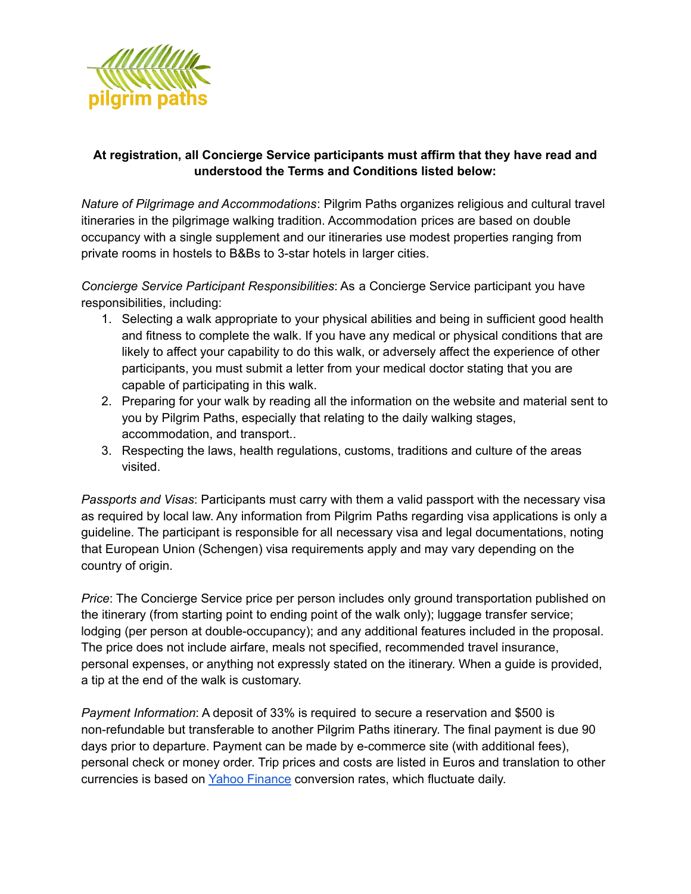pilgrim paths

**At registration, all Concierge Service participants must affirm that they have read and understood the Terms and Conditions listed below:**

*Nature of Pilgrimage and Accommodations*: Pilgrim Paths organizes religious and cultural travel itineraries in the pilgrimage walking tradition. Accommodation prices are based on double occupancy with a single supplement and our itineraries use modest properties ranging from private rooms in hostels to B&Bs to 3-star hotels in larger cities.

*Concierge Service Participant Responsibilities*: As a Concierge Service participant you have responsibilities, including:

1. Selecting a walk appropriate to your physical abilities and being in sufficient good health and fitness to complete the walk. If you have any medical or physical conditions that are likely to affect your capability to do this walk, or adversely affect the experience of other participants, you must submit a letter from your medical doctor stating that you are capable of participating in this walk.
2. Preparing for your walk by reading all the information on the website and material sent to you by Pilgrim Paths, especially that relating to the daily walking stages, accommodation, and transport..
3. Respecting the laws, health regulations, customs, traditions and culture of the areas visited.

*Passports and Visas*: Participants must carry with them a valid passport with the necessary visa as required by local law. Any information from Pilgrim Paths regarding visa applications is only a guideline. The participant is responsible for all necessary visa and legal documentations, noting that European Union (Schengen) visa requirements apply and may vary depending on the country of origin.

*Price*: The Concierge Service price per person includes only ground transportation published on the itinerary (from starting point to ending point of the walk only); luggage transfer service; lodging (per person at double-occupancy); and any additional features included in the proposal. The price does not include airfare, meals not specified, recommended travel insurance, personal expenses, or anything not expressly stated on the itinerary. When a guide is provided, a tip at the end of the walk is customary.

*Payment Information*: A deposit of 33% is required to secure a reservation and $500 is non-refundable but transferable to another Pilgrim Paths itinerary. The final payment is due 90 days prior to departure. Payment can be made by e-commerce site (with additional fees), personal check or money order. Trip prices and costs are listed in Euros and translation to other currencies is based on Yahoo Finance conversion rates, which fluctuate daily.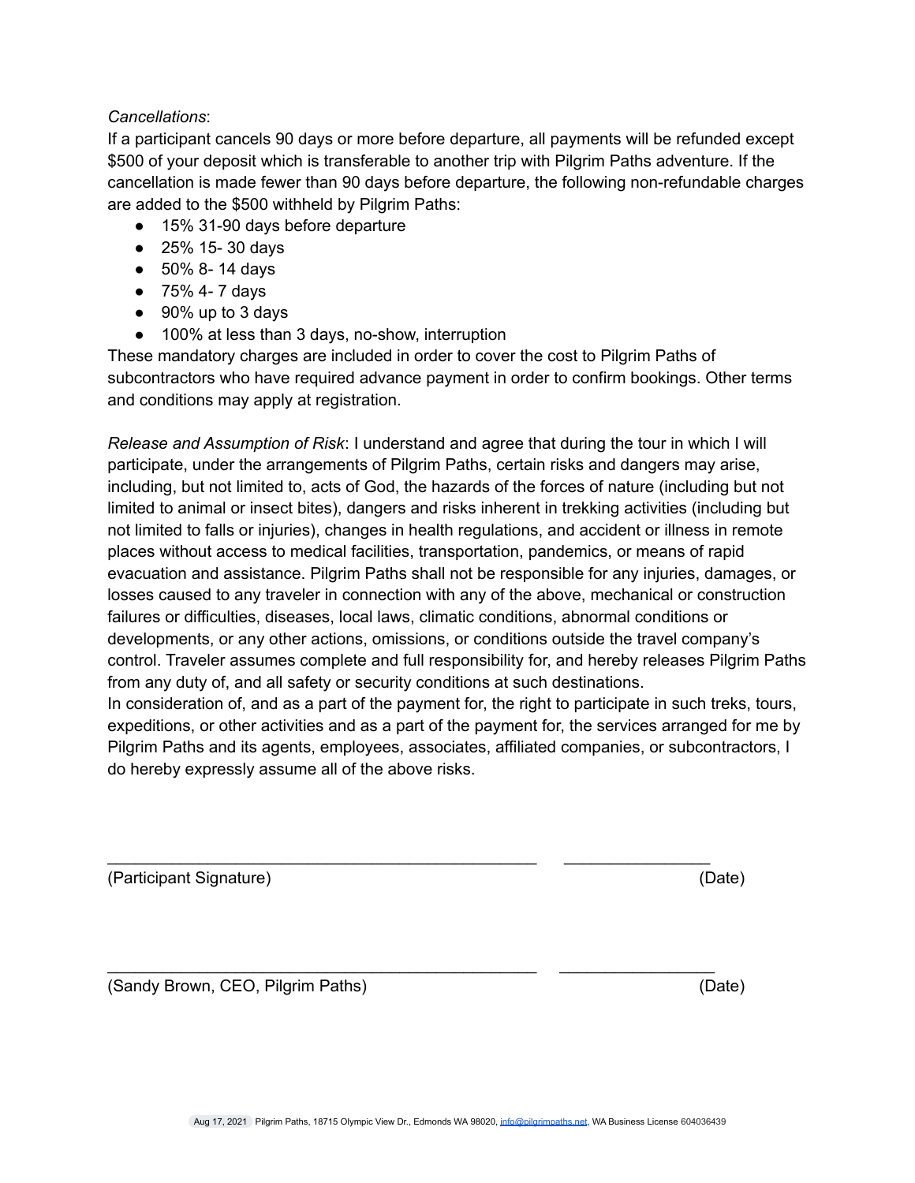*Cancellations*:
If a participant cancels 90 days or more before departure, all payments will be refunded except $500 of your deposit which is transferable to another trip with Pilgrim Paths adventure. If the cancellation is made fewer than 90 days before departure, the following non-refundable charges are added to the $500 withheld by Pilgrim Paths:

- 15% 31-90 days before departure
- 25% 15- 30 days
- 50% 8- 14 days
- 75% 4- 7 days
- 90% up to 3 days
- 100% at less than 3 days, no-show, interruption

These mandatory charges are included in order to cover the cost to Pilgrim Paths of subcontractors who have required advance payment in order to confirm bookings. Other terms and conditions may apply at registration.

*Release and Assumption of Risk*: I understand and agree that during the tour in which I will participate, under the arrangements of Pilgrim Paths, certain risks and dangers may arise, including, but not limited to, acts of God, the hazards of the forces of nature (including but not limited to animal or insect bites), dangers and risks inherent in trekking activities (including but not limited to falls or injuries), changes in health regulations, and accident or illness in remote places without access to medical facilities, transportation, pandemics, or means of rapid evacuation and assistance. Pilgrim Paths shall not be responsible for any injuries, damages, or losses caused to any traveler in connection with any of the above, mechanical or construction failures or difficulties, diseases, local laws, climatic conditions, abnormal conditions or developments, or any other actions, omissions, or conditions outside the travel company's control. Traveler assumes complete and full responsibility for, and hereby releases Pilgrim Paths from any duty of, and all safety or security conditions at such destinations.
In consideration of, and as a part of the payment for, the right to participate in such treks, tours, expeditions, or other activities and as a part of the payment for, the services arranged for me by Pilgrim Paths and its agents, employees, associates, affiliated companies, or subcontractors, I do hereby expressly assume all of the above risks.

______________________________________________ ________________

(Participant Signature) (Date)

______________________________________________ ________________

(Sandy Brown, CEO, Pilgrim Paths) (Date)